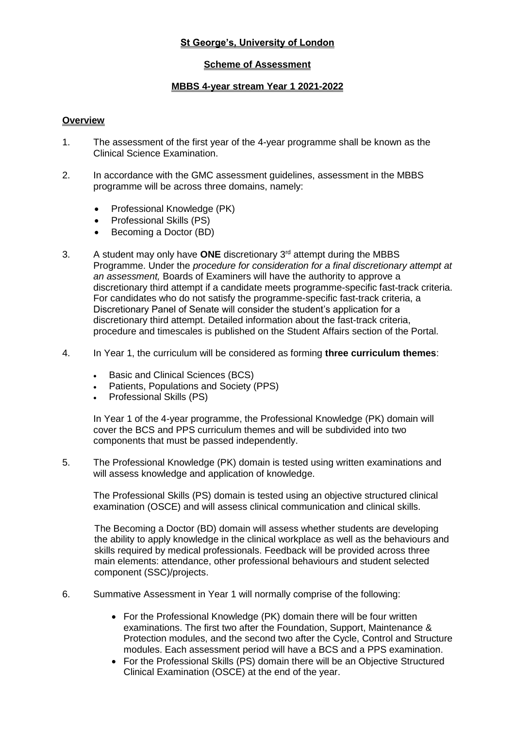**St George's, University of London**

**Scheme of Assessment**

**MBBS 4-year stream Year 1 2021-2022**

## Overview

1. The assessment of the first year of the 4-year programme shall be known as the Clinical Science Examination.

2. In accordance with the GMC assessment guidelines, assessment in the MBBS programme will be across three domains, namely:
   - Professional Knowledge (PK)
   - Professional Skills (PS)
   - Becoming a Doctor (BD)

3. A student may only have **ONE** discretionary 3rd attempt during the MBBS Programme. Under the *procedure for consideration for a final discretionary attempt at an assessment,* Boards of Examiners will have the authority to approve a discretionary third attempt if a candidate meets programme-specific fast-track criteria. For candidates who do not satisfy the programme-specific fast-track criteria, a Discretionary Panel of Senate will consider the student's application for a discretionary third attempt. Detailed information about the fast-track criteria, procedure and timescales is published on the Student Affairs section of the Portal.

4. In Year 1, the curriculum will be considered as forming **three curriculum themes**:
   - Basic and Clinical Sciences (BCS)
   - Patients, Populations and Society (PPS)
   - Professional Skills (PS)

   In Year 1 of the 4-year programme, the Professional Knowledge (PK) domain will cover the BCS and PPS curriculum themes and will be subdivided into two components that must be passed independently.

5. The Professional Knowledge (PK) domain is tested using written examinations and will assess knowledge and application of knowledge.

   The Professional Skills (PS) domain is tested using an objective structured clinical examination (OSCE) and will assess clinical communication and clinical skills.

   The Becoming a Doctor (BD) domain will assess whether students are developing the ability to apply knowledge in the clinical workplace as well as the behaviours and skills required by medical professionals. Feedback will be provided across three main elements: attendance, other professional behaviours and student selected component (SSC)/projects.

6. Summative Assessment in Year 1 will normally comprise of the following:
   - For the Professional Knowledge (PK) domain there will be four written examinations. The first two after the Foundation, Support, Maintenance & Protection modules, and the second two after the Cycle, Control and Structure modules. Each assessment period will have a BCS and a PPS examination.
   - For the Professional Skills (PS) domain there will be an Objective Structured Clinical Examination (OSCE) at the end of the year.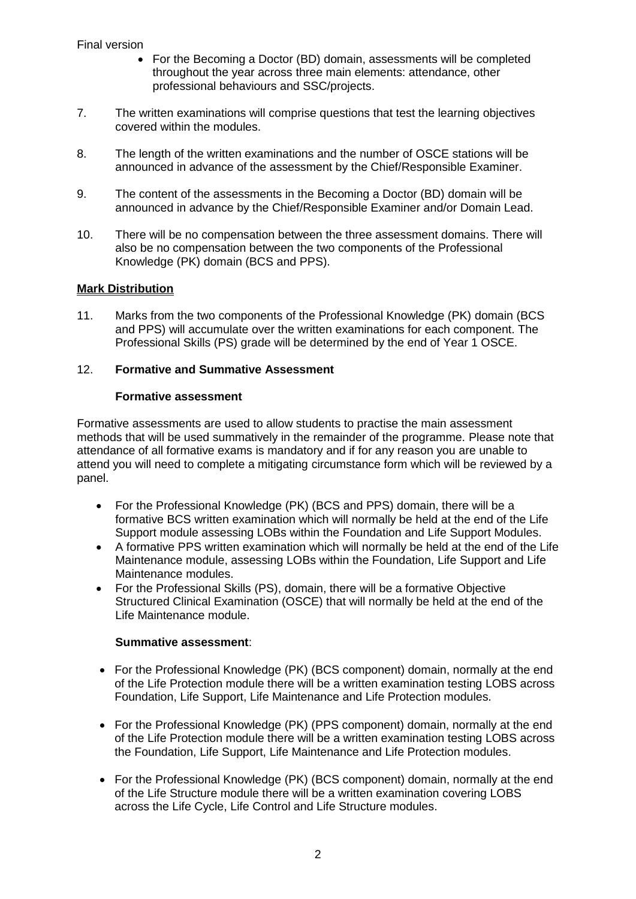Final version

- For the Becoming a Doctor (BD) domain, assessments will be completed throughout the year across three main elements: attendance, other professional behaviours and SSC/projects.

7. The written examinations will comprise questions that test the learning objectives covered within the modules.

8. The length of the written examinations and the number of OSCE stations will be announced in advance of the assessment by the Chief/Responsible Examiner.

9. The content of the assessments in the Becoming a Doctor (BD) domain will be announced in advance by the Chief/Responsible Examiner and/or Domain Lead.

10. There will be no compensation between the three assessment domains. There will also be no compensation between the two components of the Professional Knowledge (PK) domain (BCS and PPS).

**Mark Distribution**

11. Marks from the two components of the Professional Knowledge (PK) domain (BCS and PPS) will accumulate over the written examinations for each component. The Professional Skills (PS) grade will be determined by the end of Year 1 OSCE.

12. **Formative and Summative Assessment**

**Formative assessment**

Formative assessments are used to allow students to practise the main assessment methods that will be used summatively in the remainder of the programme. Please note that attendance of all formative exams is mandatory and if for any reason you are unable to attend you will need to complete a mitigating circumstance form which will be reviewed by a panel.

- For the Professional Knowledge (PK) (BCS and PPS) domain, there will be a formative BCS written examination which will normally be held at the end of the Life Support module assessing LOBs within the Foundation and Life Support Modules.
- A formative PPS written examination which will normally be held at the end of the Life Maintenance module, assessing LOBs within the Foundation, Life Support and Life Maintenance modules.
- For the Professional Skills (PS), domain, there will be a formative Objective Structured Clinical Examination (OSCE) that will normally be held at the end of the Life Maintenance module.

**Summative assessment**:

- For the Professional Knowledge (PK) (BCS component) domain, normally at the end of the Life Protection module there will be a written examination testing LOBS across Foundation, Life Support, Life Maintenance and Life Protection modules.

- For the Professional Knowledge (PK) (PPS component) domain, normally at the end of the Life Protection module there will be a written examination testing LOBS across the Foundation, Life Support, Life Maintenance and Life Protection modules.

- For the Professional Knowledge (PK) (BCS component) domain, normally at the end of the Life Structure module there will be a written examination covering LOBS across the Life Cycle, Life Control and Life Structure modules.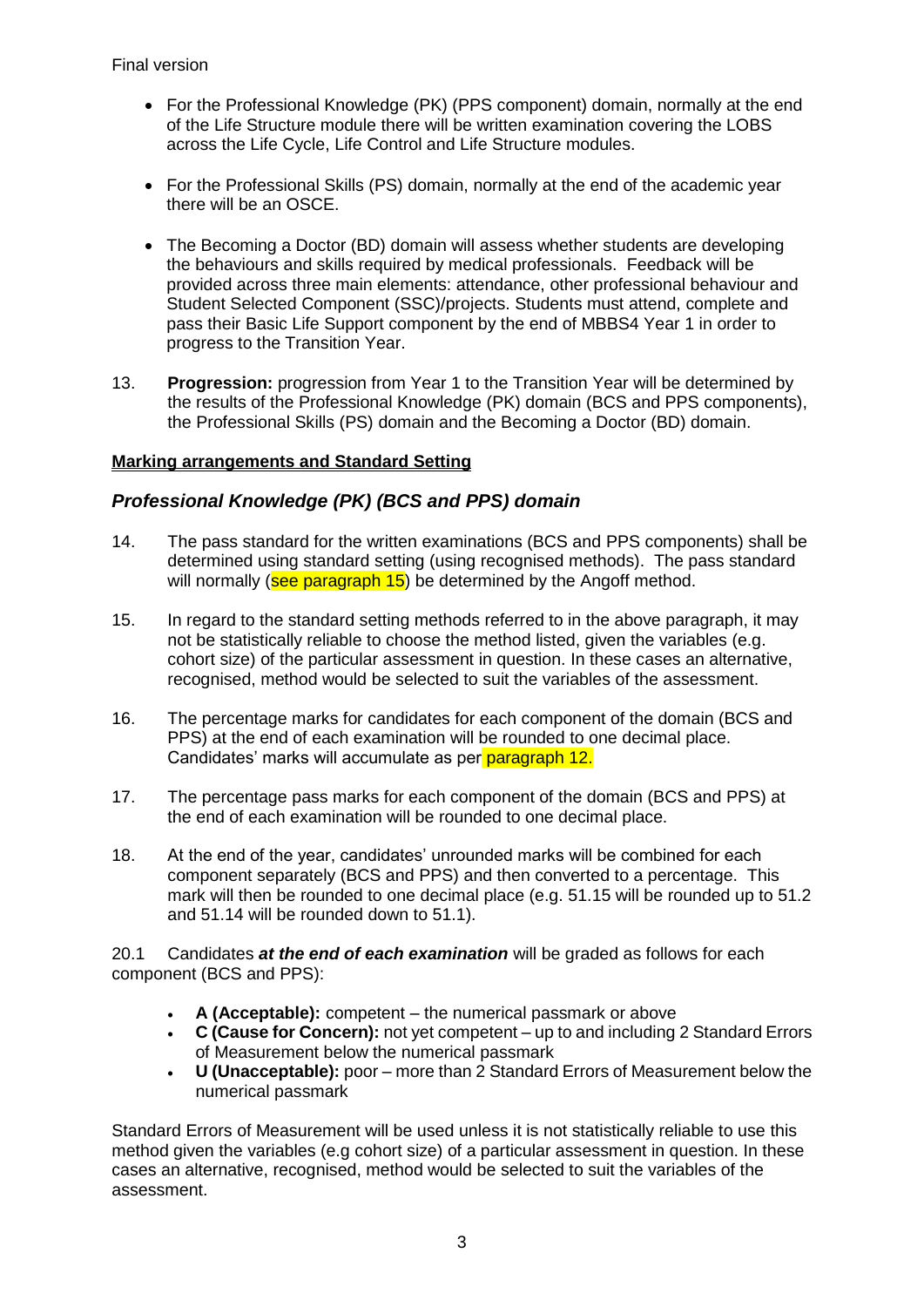Final version

- For the Professional Knowledge (PK) (PPS component) domain, normally at the end of the Life Structure module there will be written examination covering the LOBS across the Life Cycle, Life Control and Life Structure modules.

- For the Professional Skills (PS) domain, normally at the end of the academic year there will be an OSCE.

- The Becoming a Doctor (BD) domain will assess whether students are developing the behaviours and skills required by medical professionals. Feedback will be provided across three main elements: attendance, other professional behaviour and Student Selected Component (SSC)/projects. Students must attend, complete and pass their Basic Life Support component by the end of MBBS4 Year 1 in order to progress to the Transition Year.

13. **Progression:** progression from Year 1 to the Transition Year will be determined by the results of the Professional Knowledge (PK) domain (BCS and PPS components), the Professional Skills (PS) domain and the Becoming a Doctor (BD) domain.

**Marking arrangements and Standard Setting**

### *Professional Knowledge (PK) (BCS and PPS) domain*

14. The pass standard for the written examinations (BCS and PPS components) shall be determined using standard setting (using recognised methods). The pass standard will normally (see paragraph 15) be determined by the Angoff method.

15. In regard to the standard setting methods referred to in the above paragraph, it may not be statistically reliable to choose the method listed, given the variables (e.g. cohort size) of the particular assessment in question. In these cases an alternative, recognised, method would be selected to suit the variables of the assessment.

16. The percentage marks for candidates for each component of the domain (BCS and PPS) at the end of each examination will be rounded to one decimal place. Candidates' marks will accumulate as per paragraph 12.

17. The percentage pass marks for each component of the domain (BCS and PPS) at the end of each examination will be rounded to one decimal place.

18. At the end of the year, candidates' unrounded marks will be combined for each component separately (BCS and PPS) and then converted to a percentage. This mark will then be rounded to one decimal place (e.g. 51.15 will be rounded up to 51.2 and 51.14 will be rounded down to 51.1).

20.1 Candidates ***at the end of each examination*** will be graded as follows for each component (BCS and PPS):

- **A (Acceptable):** competent – the numerical passmark or above
- **C (Cause for Concern):** not yet competent – up to and including 2 Standard Errors of Measurement below the numerical passmark
- **U (Unacceptable):** poor – more than 2 Standard Errors of Measurement below the numerical passmark

Standard Errors of Measurement will be used unless it is not statistically reliable to use this method given the variables (e.g cohort size) of a particular assessment in question. In these cases an alternative, recognised, method would be selected to suit the variables of the assessment.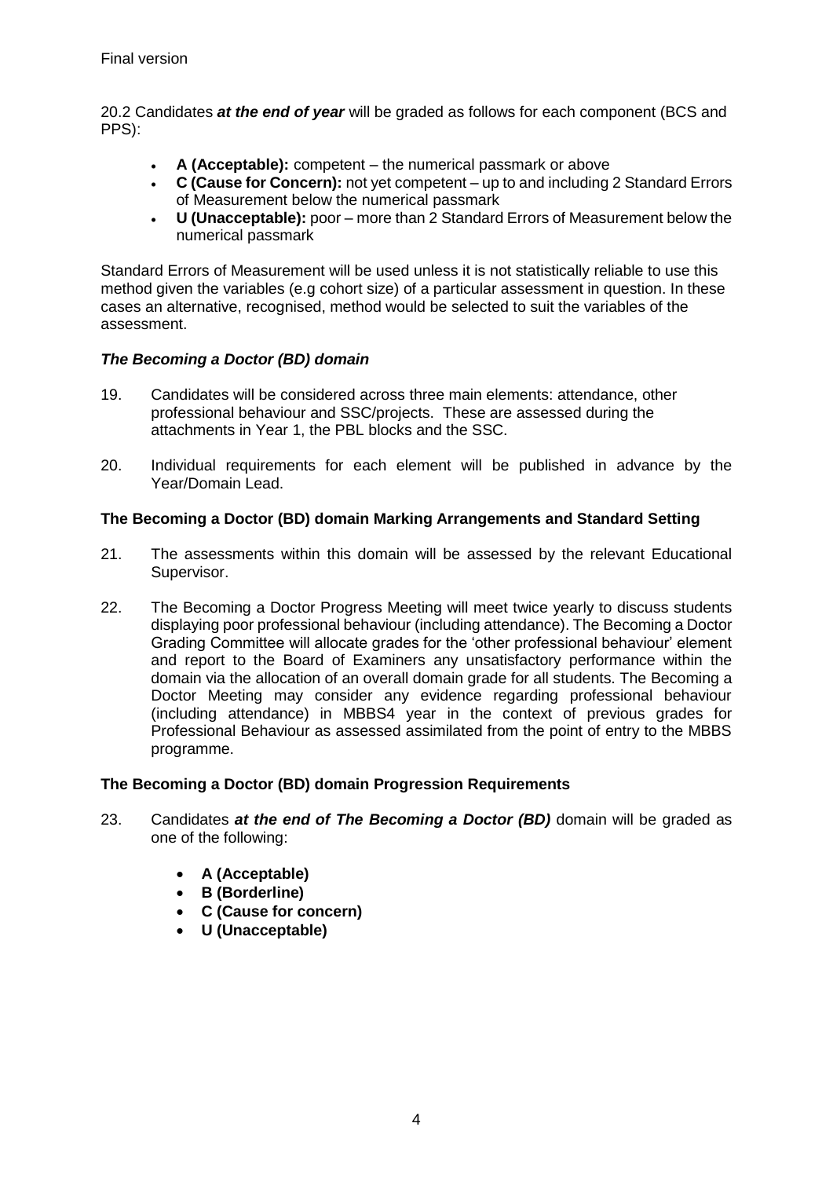20.2 Candidates ***at the end of year*** will be graded as follows for each component (BCS and PPS):

- **A (Acceptable):** competent – the numerical passmark or above
- **C (Cause for Concern):** not yet competent – up to and including 2 Standard Errors of Measurement below the numerical passmark
- **U (Unacceptable):** poor – more than 2 Standard Errors of Measurement below the numerical passmark

Standard Errors of Measurement will be used unless it is not statistically reliable to use this method given the variables (e.g cohort size) of a particular assessment in question. In these cases an alternative, recognised, method would be selected to suit the variables of the assessment.

### *The Becoming a Doctor (BD) domain*

19. Candidates will be considered across three main elements: attendance, other professional behaviour and SSC/projects. These are assessed during the attachments in Year 1, the PBL blocks and the SSC.

20. Individual requirements for each element will be published in advance by the Year/Domain Lead.

### The Becoming a Doctor (BD) domain Marking Arrangements and Standard Setting

21. The assessments within this domain will be assessed by the relevant Educational Supervisor.

22. The Becoming a Doctor Progress Meeting will meet twice yearly to discuss students displaying poor professional behaviour (including attendance). The Becoming a Doctor Grading Committee will allocate grades for the 'other professional behaviour' element and report to the Board of Examiners any unsatisfactory performance within the domain via the allocation of an overall domain grade for all students. The Becoming a Doctor Meeting may consider any evidence regarding professional behaviour (including attendance) in MBBS4 year in the context of previous grades for Professional Behaviour as assessed assimilated from the point of entry to the MBBS programme.

### The Becoming a Doctor (BD) domain Progression Requirements

23. Candidates ***at the end of The Becoming a Doctor (BD)*** domain will be graded as one of the following:

    - **A (Acceptable)**
    - **B (Borderline)**
    - **C (Cause for concern)**
    - **U (Unacceptable)**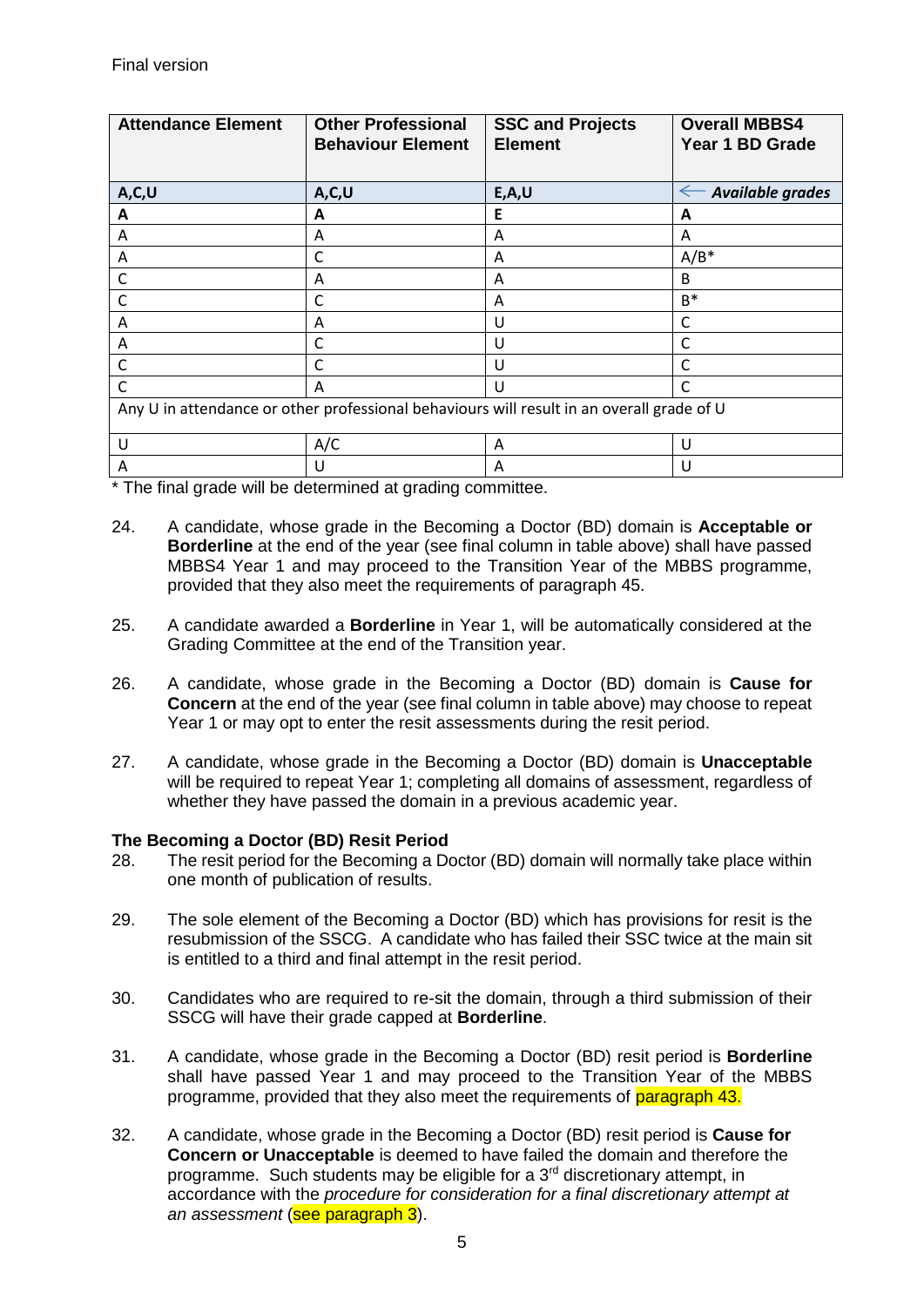Final version

| Attendance Element | Other Professional Behaviour Element | SSC and Projects Element | Overall MBBS4 Year 1 BD Grade |
|---|---|---|---|
| **A,C,U** | **A,C,U** | **E,A,U** | ← ***Available grades*** |
| **A** | **A** | **E** | **A** |
| A | A | A | A |
| A | C | A | A/B* |
| C | A | A | B |
| C | C | A | B* |
| A | A | U | C |
| A | C | U | C |
| C | C | U | C |
| C | A | U | C |
| Any U in attendance or other professional behaviours will result in an overall grade of U | | | |
| U | A/C | A | U |
| A | U | A | U |

\* The final grade will be determined at grading committee.

24. A candidate, whose grade in the Becoming a Doctor (BD) domain is **Acceptable or Borderline** at the end of the year (see final column in table above) shall have passed MBBS4 Year 1 and may proceed to the Transition Year of the MBBS programme, provided that they also meet the requirements of paragraph 45.

25. A candidate awarded a **Borderline** in Year 1, will be automatically considered at the Grading Committee at the end of the Transition year.

26. A candidate, whose grade in the Becoming a Doctor (BD) domain is **Cause for Concern** at the end of the year (see final column in table above) may choose to repeat Year 1 or may opt to enter the resit assessments during the resit period.

27. A candidate, whose grade in the Becoming a Doctor (BD) domain is **Unacceptable** will be required to repeat Year 1; completing all domains of assessment, regardless of whether they have passed the domain in a previous academic year.

**The Becoming a Doctor (BD) Resit Period**

28. The resit period for the Becoming a Doctor (BD) domain will normally take place within one month of publication of results.

29. The sole element of the Becoming a Doctor (BD) which has provisions for resit is the resubmission of the SSCG. A candidate who has failed their SSC twice at the main sit is entitled to a third and final attempt in the resit period.

30. Candidates who are required to re-sit the domain, through a third submission of their SSCG will have their grade capped at **Borderline**.

31. A candidate, whose grade in the Becoming a Doctor (BD) resit period is **Borderline** shall have passed Year 1 and may proceed to the Transition Year of the MBBS programme, provided that they also meet the requirements of paragraph 43.

32. A candidate, whose grade in the Becoming a Doctor (BD) resit period is **Cause for Concern or Unacceptable** is deemed to have failed the domain and therefore the programme. Such students may be eligible for a 3rd discretionary attempt, in accordance with the *procedure for consideration for a final discretionary attempt at an assessment* (see paragraph 3).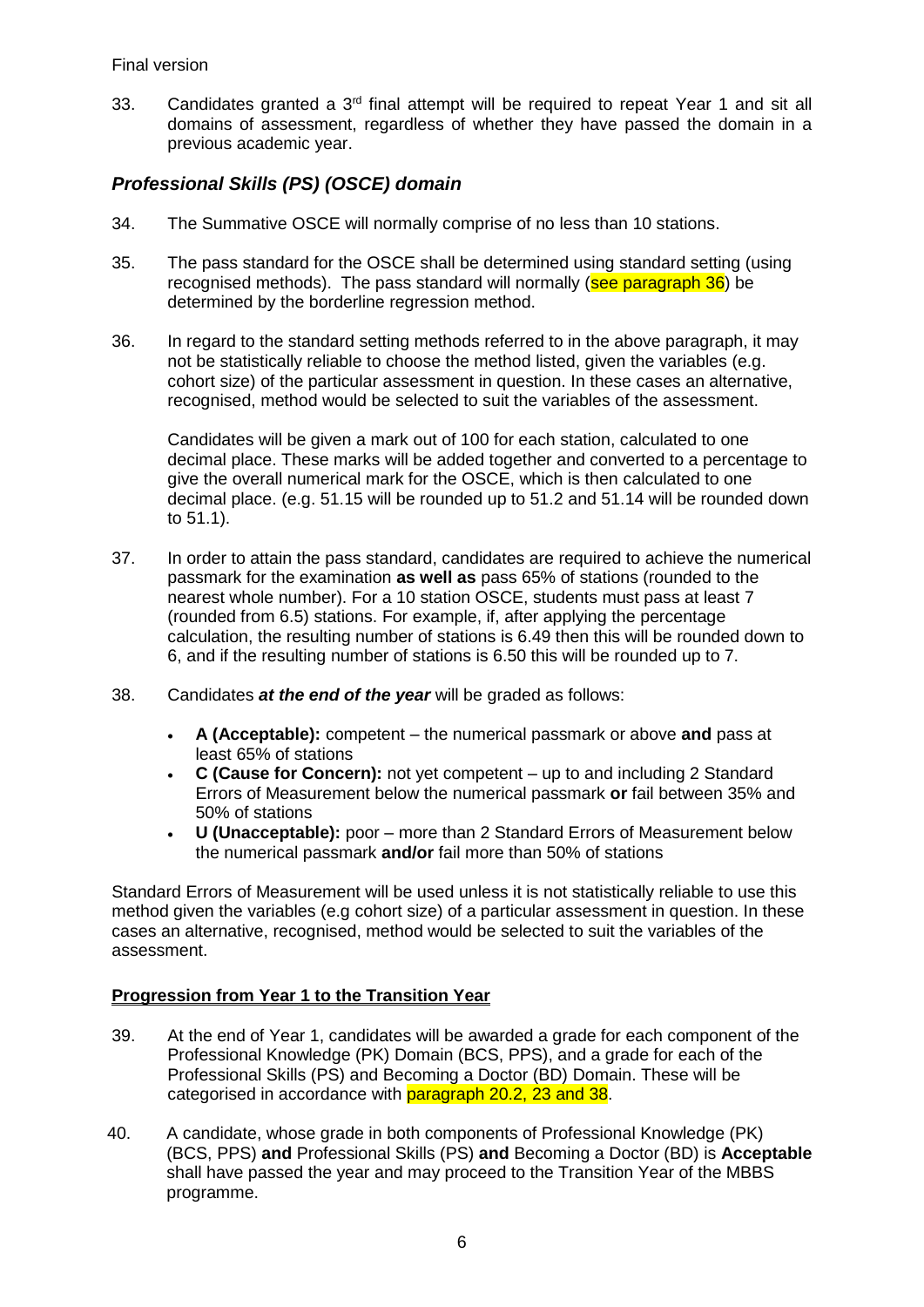33. Candidates granted a 3rd final attempt will be required to repeat Year 1 and sit all domains of assessment, regardless of whether they have passed the domain in a previous academic year.

### *Professional Skills (PS) (OSCE) domain*

34. The Summative OSCE will normally comprise of no less than 10 stations.

35. The pass standard for the OSCE shall be determined using standard setting (using recognised methods). The pass standard will normally (see paragraph 36) be determined by the borderline regression method.

36. In regard to the standard setting methods referred to in the above paragraph, it may not be statistically reliable to choose the method listed, given the variables (e.g. cohort size) of the particular assessment in question. In these cases an alternative, recognised, method would be selected to suit the variables of the assessment.

    Candidates will be given a mark out of 100 for each station, calculated to one decimal place. These marks will be added together and converted to a percentage to give the overall numerical mark for the OSCE, which is then calculated to one decimal place. (e.g. 51.15 will be rounded up to 51.2 and 51.14 will be rounded down to 51.1).

37. In order to attain the pass standard, candidates are required to achieve the numerical passmark for the examination **as well as** pass 65% of stations (rounded to the nearest whole number). For a 10 station OSCE, students must pass at least 7 (rounded from 6.5) stations. For example, if, after applying the percentage calculation, the resulting number of stations is 6.49 then this will be rounded down to 6, and if the resulting number of stations is 6.50 this will be rounded up to 7.

38. Candidates ***at the end of the year*** will be graded as follows:

    - **A (Acceptable):** competent – the numerical passmark or above **and** pass at least 65% of stations
    - **C (Cause for Concern):** not yet competent – up to and including 2 Standard Errors of Measurement below the numerical passmark **or** fail between 35% and 50% of stations
    - **U (Unacceptable):** poor – more than 2 Standard Errors of Measurement below the numerical passmark **and/or** fail more than 50% of stations

Standard Errors of Measurement will be used unless it is not statistically reliable to use this method given the variables (e.g cohort size) of a particular assessment in question. In these cases an alternative, recognised, method would be selected to suit the variables of the assessment.

## **Progression from Year 1 to the Transition Year**

39. At the end of Year 1, candidates will be awarded a grade for each component of the Professional Knowledge (PK) Domain (BCS, PPS), and a grade for each of the Professional Skills (PS) and Becoming a Doctor (BD) Domain. These will be categorised in accordance with paragraph 20.2, 23 and 38.

40. A candidate, whose grade in both components of Professional Knowledge (PK) (BCS, PPS) **and** Professional Skills (PS) **and** Becoming a Doctor (BD) is **Acceptable** shall have passed the year and may proceed to the Transition Year of the MBBS programme.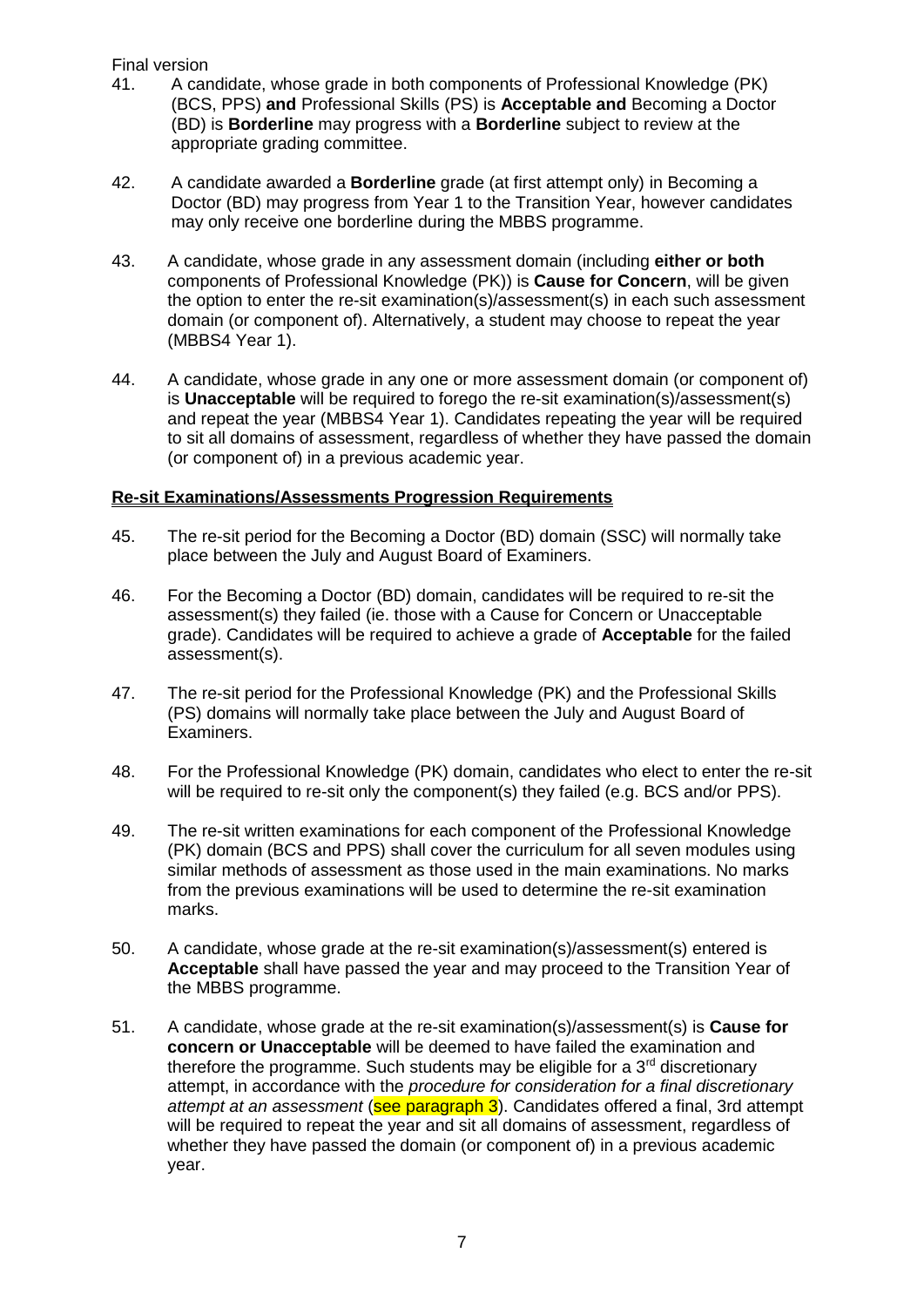Final version

41. A candidate, whose grade in both components of Professional Knowledge (PK) (BCS, PPS) **and** Professional Skills (PS) is **Acceptable and** Becoming a Doctor (BD) is **Borderline** may progress with a **Borderline** subject to review at the appropriate grading committee.

42. A candidate awarded a **Borderline** grade (at first attempt only) in Becoming a Doctor (BD) may progress from Year 1 to the Transition Year, however candidates may only receive one borderline during the MBBS programme.

43. A candidate, whose grade in any assessment domain (including **either or both** components of Professional Knowledge (PK)) is **Cause for Concern**, will be given the option to enter the re-sit examination(s)/assessment(s) in each such assessment domain (or component of). Alternatively, a student may choose to repeat the year (MBBS4 Year 1).

44. A candidate, whose grade in any one or more assessment domain (or component of) is **Unacceptable** will be required to forego the re-sit examination(s)/assessment(s) and repeat the year (MBBS4 Year 1). Candidates repeating the year will be required to sit all domains of assessment, regardless of whether they have passed the domain (or component of) in a previous academic year.

## Re-sit Examinations/Assessments Progression Requirements

45. The re-sit period for the Becoming a Doctor (BD) domain (SSC) will normally take place between the July and August Board of Examiners.

46. For the Becoming a Doctor (BD) domain, candidates will be required to re-sit the assessment(s) they failed (ie. those with a Cause for Concern or Unacceptable grade). Candidates will be required to achieve a grade of **Acceptable** for the failed assessment(s).

47. The re-sit period for the Professional Knowledge (PK) and the Professional Skills (PS) domains will normally take place between the July and August Board of Examiners.

48. For the Professional Knowledge (PK) domain, candidates who elect to enter the re-sit will be required to re-sit only the component(s) they failed (e.g. BCS and/or PPS).

49. The re-sit written examinations for each component of the Professional Knowledge (PK) domain (BCS and PPS) shall cover the curriculum for all seven modules using similar methods of assessment as those used in the main examinations. No marks from the previous examinations will be used to determine the re-sit examination marks.

50. A candidate, whose grade at the re-sit examination(s)/assessment(s) entered is **Acceptable** shall have passed the year and may proceed to the Transition Year of the MBBS programme.

51. A candidate, whose grade at the re-sit examination(s)/assessment(s) is **Cause for concern or Unacceptable** will be deemed to have failed the examination and therefore the programme. Such students may be eligible for a 3rd discretionary attempt, in accordance with the *procedure for consideration for a final discretionary attempt at an assessment* (see paragraph 3). Candidates offered a final, 3rd attempt will be required to repeat the year and sit all domains of assessment, regardless of whether they have passed the domain (or component of) in a previous academic year.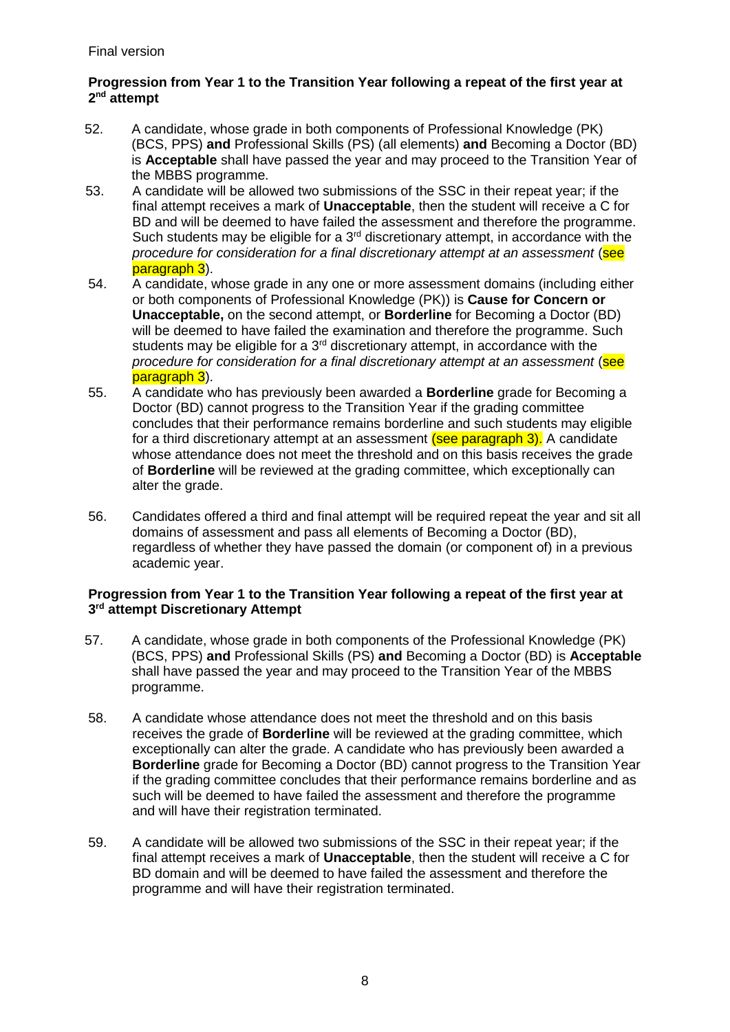Final version

### Progression from Year 1 to the Transition Year following a repeat of the first year at 2nd attempt

52. A candidate, whose grade in both components of Professional Knowledge (PK) (BCS, PPS) **and** Professional Skills (PS) (all elements) **and** Becoming a Doctor (BD) is **Acceptable** shall have passed the year and may proceed to the Transition Year of the MBBS programme.
53. A candidate will be allowed two submissions of the SSC in their repeat year; if the final attempt receives a mark of **Unacceptable**, then the student will receive a C for BD and will be deemed to have failed the assessment and therefore the programme. Such students may be eligible for a 3rd discretionary attempt, in accordance with the *procedure for consideration for a final discretionary attempt at an assessment* (see paragraph 3).
54. A candidate, whose grade in any one or more assessment domains (including either or both components of Professional Knowledge (PK)) is **Cause for Concern or Unacceptable,** on the second attempt, or **Borderline** for Becoming a Doctor (BD) will be deemed to have failed the examination and therefore the programme. Such students may be eligible for a 3rd discretionary attempt, in accordance with the *procedure for consideration for a final discretionary attempt at an assessment* (see paragraph 3).
55. A candidate who has previously been awarded a **Borderline** grade for Becoming a Doctor (BD) cannot progress to the Transition Year if the grading committee concludes that their performance remains borderline and such students may eligible for a third discretionary attempt at an assessment (see paragraph 3). A candidate whose attendance does not meet the threshold and on this basis receives the grade of **Borderline** will be reviewed at the grading committee, which exceptionally can alter the grade.
56. Candidates offered a third and final attempt will be required repeat the year and sit all domains of assessment and pass all elements of Becoming a Doctor (BD), regardless of whether they have passed the domain (or component of) in a previous academic year.

### Progression from Year 1 to the Transition Year following a repeat of the first year at 3rd attempt Discretionary Attempt

57. A candidate, whose grade in both components of the Professional Knowledge (PK) (BCS, PPS) **and** Professional Skills (PS) **and** Becoming a Doctor (BD) is **Acceptable** shall have passed the year and may proceed to the Transition Year of the MBBS programme.
58. A candidate whose attendance does not meet the threshold and on this basis receives the grade of **Borderline** will be reviewed at the grading committee, which exceptionally can alter the grade. A candidate who has previously been awarded a **Borderline** grade for Becoming a Doctor (BD) cannot progress to the Transition Year if the grading committee concludes that their performance remains borderline and as such will be deemed to have failed the assessment and therefore the programme and will have their registration terminated.
59. A candidate will be allowed two submissions of the SSC in their repeat year; if the final attempt receives a mark of **Unacceptable**, then the student will receive a C for BD domain and will be deemed to have failed the assessment and therefore the programme and will have their registration terminated.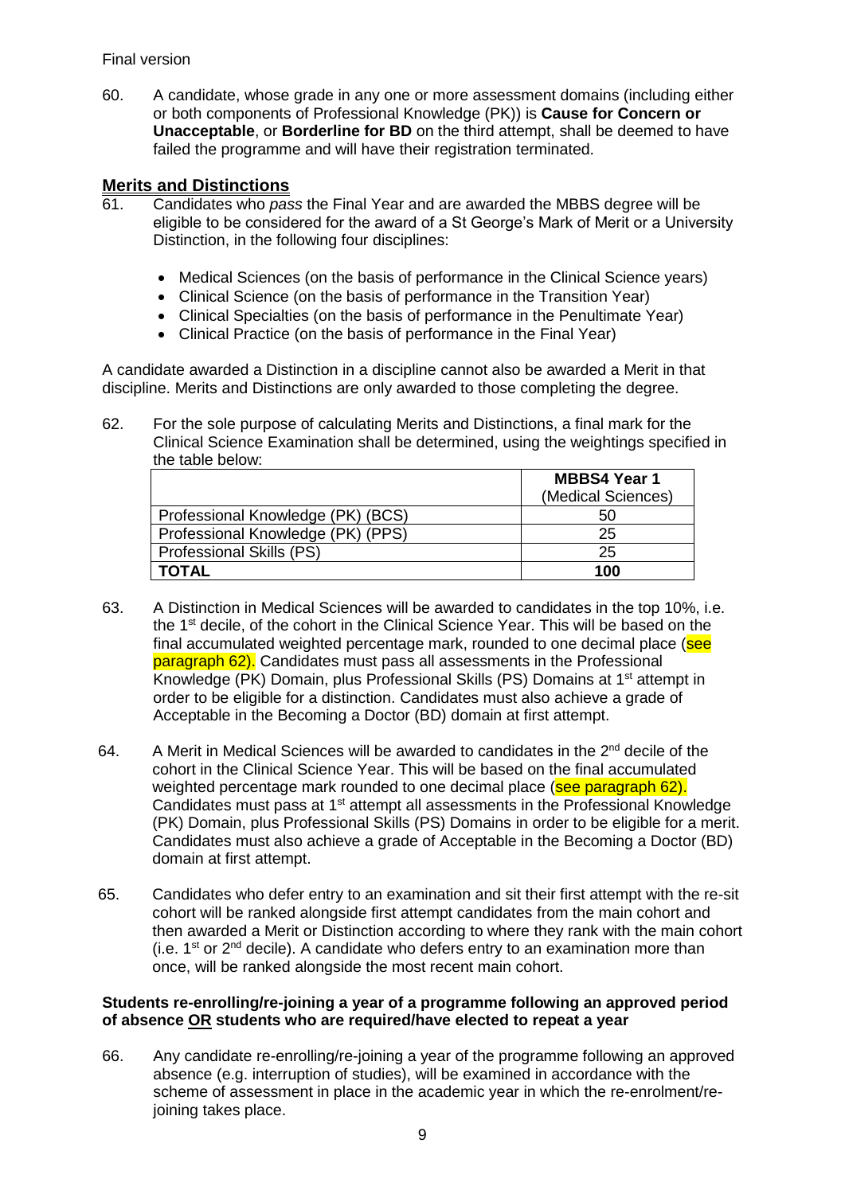Final version

60. A candidate, whose grade in any one or more assessment domains (including either or both components of Professional Knowledge (PK)) is **Cause for Concern or Unacceptable**, or **Borderline for BD** on the third attempt, shall be deemed to have failed the programme and will have their registration terminated.

## Merits and Distinctions

61. Candidates who *pass* the Final Year and are awarded the MBBS degree will be eligible to be considered for the award of a St George's Mark of Merit or a University Distinction, in the following four disciplines:

- Medical Sciences (on the basis of performance in the Clinical Science years)
- Clinical Science (on the basis of performance in the Transition Year)
- Clinical Specialties (on the basis of performance in the Penultimate Year)
- Clinical Practice (on the basis of performance in the Final Year)

A candidate awarded a Distinction in a discipline cannot also be awarded a Merit in that discipline. Merits and Distinctions are only awarded to those completing the degree.

62. For the sole purpose of calculating Merits and Distinctions, a final mark for the Clinical Science Examination shall be determined, using the weightings specified in the table below:

| | **MBBS4 Year 1** (Medical Sciences) |
|---|---|
| Professional Knowledge (PK) (BCS) | 50 |
| Professional Knowledge (PK) (PPS) | 25 |
| Professional Skills (PS) | 25 |
| **TOTAL** | **100** |

63. A Distinction in Medical Sciences will be awarded to candidates in the top 10%, i.e. the 1st decile, of the cohort in the Clinical Science Year. This will be based on the final accumulated weighted percentage mark, rounded to one decimal place (see paragraph 62). Candidates must pass all assessments in the Professional Knowledge (PK) Domain, plus Professional Skills (PS) Domains at 1st attempt in order to be eligible for a distinction. Candidates must also achieve a grade of Acceptable in the Becoming a Doctor (BD) domain at first attempt.

64. A Merit in Medical Sciences will be awarded to candidates in the 2nd decile of the cohort in the Clinical Science Year. This will be based on the final accumulated weighted percentage mark rounded to one decimal place (see paragraph 62). Candidates must pass at 1st attempt all assessments in the Professional Knowledge (PK) Domain, plus Professional Skills (PS) Domains in order to be eligible for a merit. Candidates must also achieve a grade of Acceptable in the Becoming a Doctor (BD) domain at first attempt.

65. Candidates who defer entry to an examination and sit their first attempt with the re-sit cohort will be ranked alongside first attempt candidates from the main cohort and then awarded a Merit or Distinction according to where they rank with the main cohort (i.e. 1st or 2nd decile). A candidate who defers entry to an examination more than once, will be ranked alongside the most recent main cohort.

**Students re-enrolling/re-joining a year of a programme following an approved period of absence OR students who are required/have elected to repeat a year**

66. Any candidate re-enrolling/re-joining a year of the programme following an approved absence (e.g. interruption of studies), will be examined in accordance with the scheme of assessment in place in the academic year in which the re-enrolment/re-joining takes place.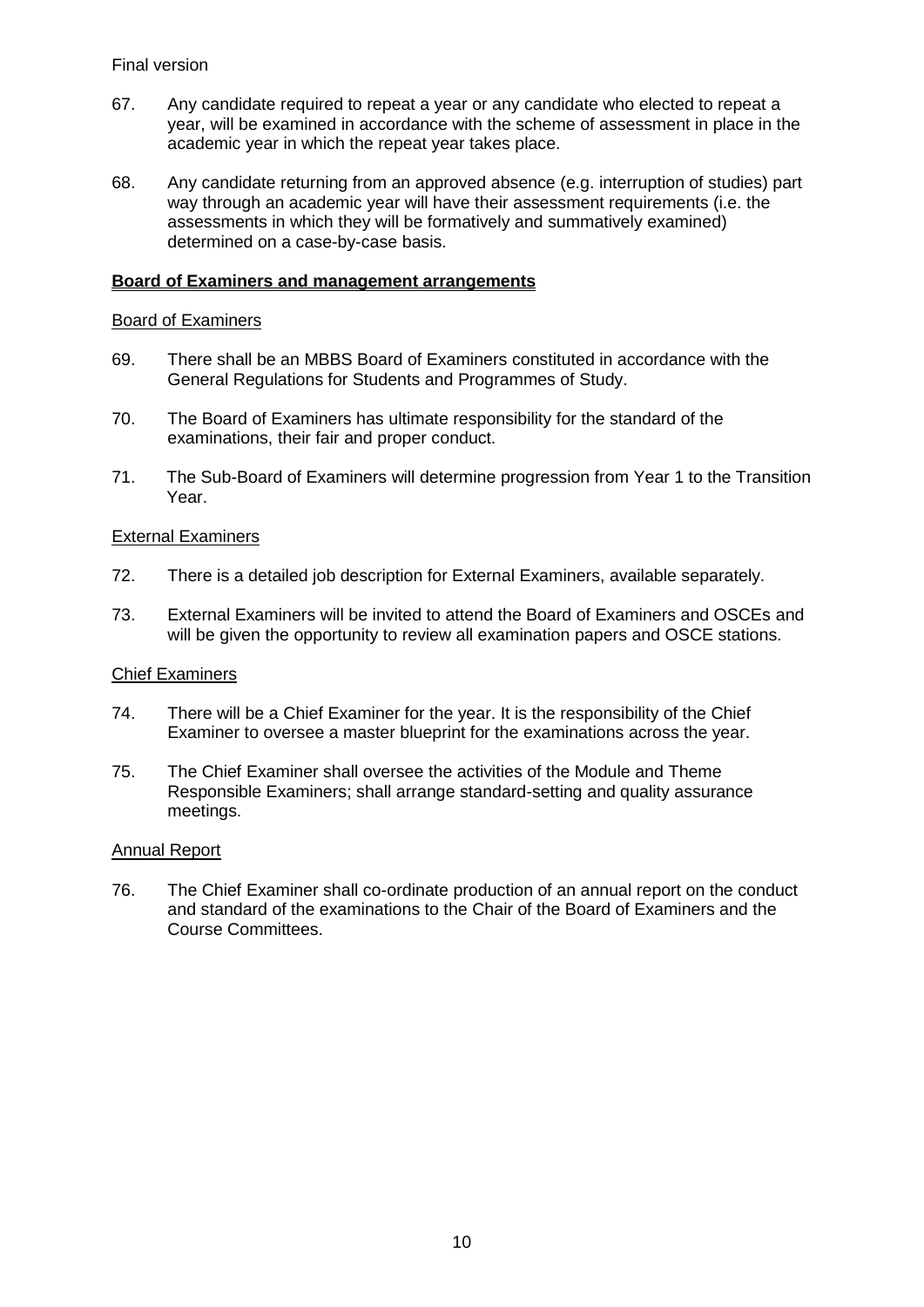67. Any candidate required to repeat a year or any candidate who elected to repeat a year, will be examined in accordance with the scheme of assessment in place in the academic year in which the repeat year takes place.

68. Any candidate returning from an approved absence (e.g. interruption of studies) part way through an academic year will have their assessment requirements (i.e. the assessments in which they will be formatively and summatively examined) determined on a case-by-case basis.

## Board of Examiners and management arrangements

### Board of Examiners

69. There shall be an MBBS Board of Examiners constituted in accordance with the General Regulations for Students and Programmes of Study.

70. The Board of Examiners has ultimate responsibility for the standard of the examinations, their fair and proper conduct.

71. The Sub-Board of Examiners will determine progression from Year 1 to the Transition Year.

### External Examiners

72. There is a detailed job description for External Examiners, available separately.

73. External Examiners will be invited to attend the Board of Examiners and OSCEs and will be given the opportunity to review all examination papers and OSCE stations.

### Chief Examiners

74. There will be a Chief Examiner for the year. It is the responsibility of the Chief Examiner to oversee a master blueprint for the examinations across the year.

75. The Chief Examiner shall oversee the activities of the Module and Theme Responsible Examiners; shall arrange standard-setting and quality assurance meetings.

### Annual Report

76. The Chief Examiner shall co-ordinate production of an annual report on the conduct and standard of the examinations to the Chair of the Board of Examiners and the Course Committees.